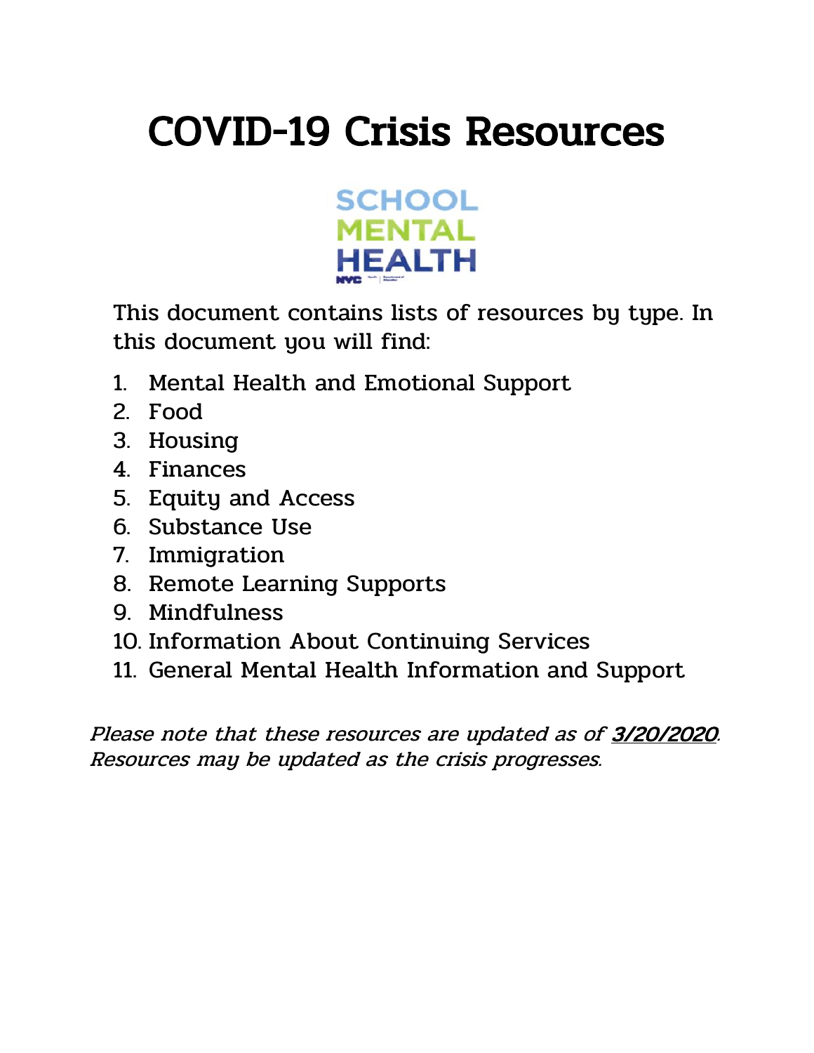# COVID-19 Crisis Resources

SCHOOL
MENTAL
HEALTH

This document contains lists of resources by type. In this document you will find:

1. Mental Health and Emotional Support
2. Food
3. Housing
4. Finances
5. Equity and Access
6. Substance Use
7. Immigration
8. Remote Learning Supports
9. Mindfulness
10. Information About Continuing Services
11. General Mental Health Information and Support

*Please note that these resources are updated as of* ***3/20/2020****. Resources may be updated as the crisis progresses.*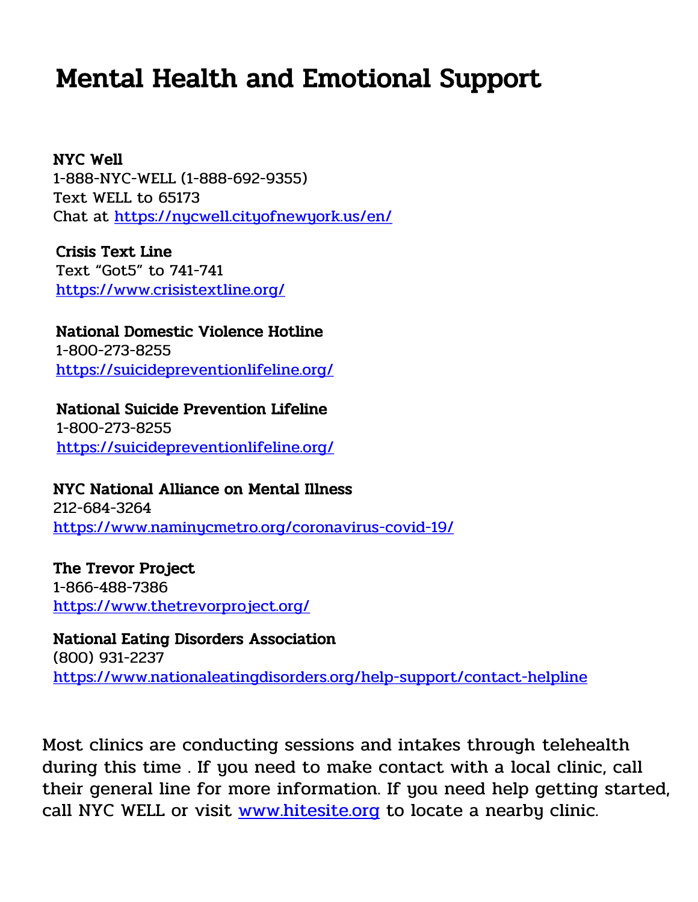# Mental Health and Emotional Support

**NYC Well**
1-888-NYC-WELL (1-888-692-9355)
Text WELL to 65173
Chat at https://nycwell.cityofnewyork.us/en/

**Crisis Text Line**
Text "Got5" to 741-741
https://www.crisistextline.org/

**National Domestic Violence Hotline**
1-800-273-8255
https://suicidepreventionlifeline.org/

**National Suicide Prevention Lifeline**
1-800-273-8255
https://suicidepreventionlifeline.org/

**NYC National Alliance on Mental Illness**
212-684-3264
https://www.naminycmetro.org/coronavirus-covid-19/

**The Trevor Project**
1-866-488-7386
https://www.thetrevorproject.org/

**National Eating Disorders Association**
(800) 931-2237
https://www.nationaleatingdisorders.org/help-support/contact-helpline

Most clinics are conducting sessions and intakes through telehealth during this time . If you need to make contact with a local clinic, call their general line for more information. If you need help getting started, call NYC WELL or visit www.hitesite.org to locate a nearby clinic.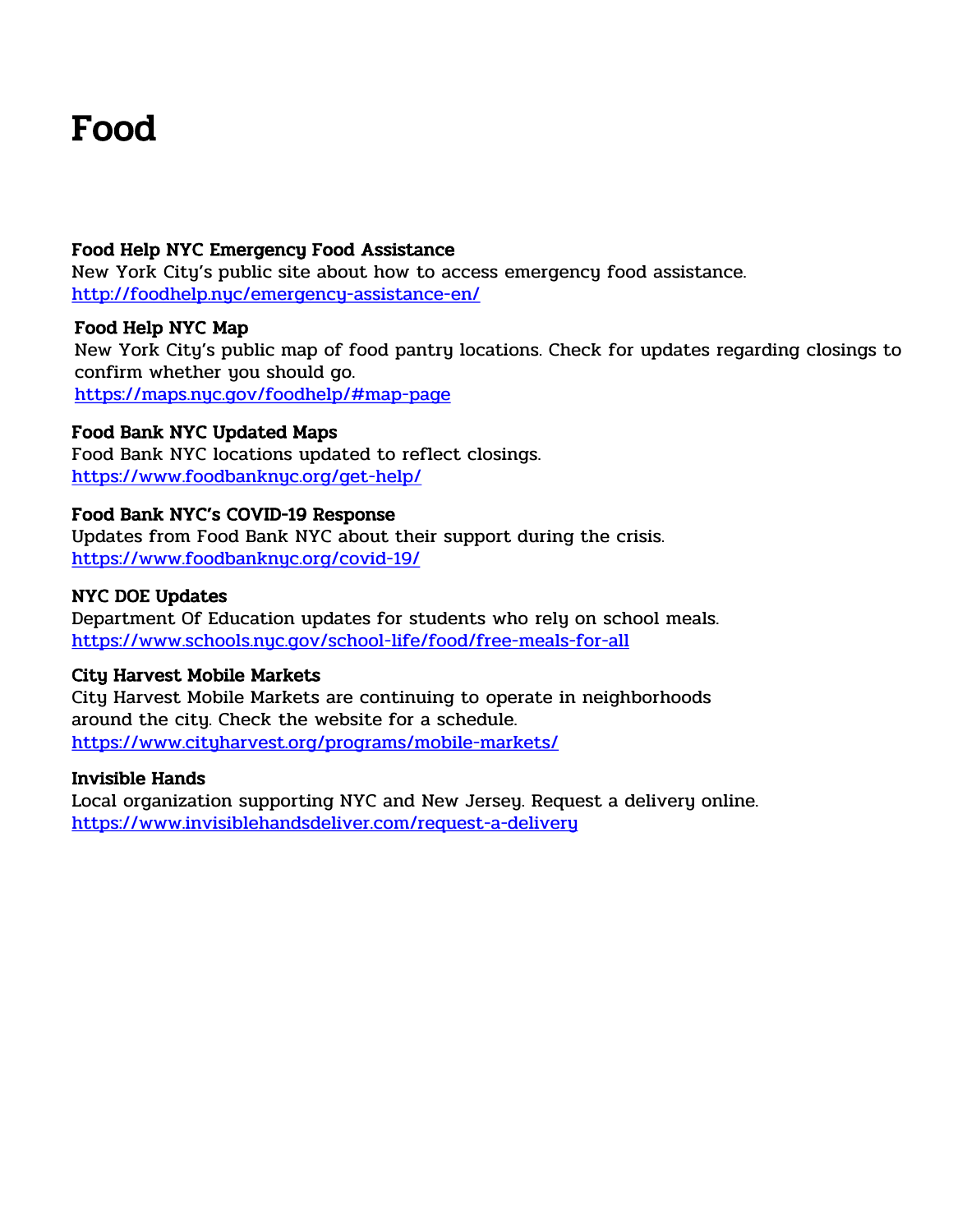# Food

**Food Help NYC Emergency Food Assistance**
New York City's public site about how to access emergency food assistance.
http://foodhelp.nyc/emergency-assistance-en/

**Food Help NYC Map**
New York City's public map of food pantry locations. Check for updates regarding closings to confirm whether you should go.
https://maps.nyc.gov/foodhelp/#map-page

**Food Bank NYC Updated Maps**
Food Bank NYC locations updated to reflect closings.
https://www.foodbanknyc.org/get-help/

**Food Bank NYC's COVID-19 Response**
Updates from Food Bank NYC about their support during the crisis.
https://www.foodbanknyc.org/covid-19/

**NYC DOE Updates**
Department Of Education updates for students who rely on school meals.
https://www.schools.nyc.gov/school-life/food/free-meals-for-all

**City Harvest Mobile Markets**
City Harvest Mobile Markets are continuing to operate in neighborhoods around the city. Check the website for a schedule.
https://www.cityharvest.org/programs/mobile-markets/

**Invisible Hands**
Local organization supporting NYC and New Jersey. Request a delivery online.
https://www.invisiblehandsdeliver.com/request-a-delivery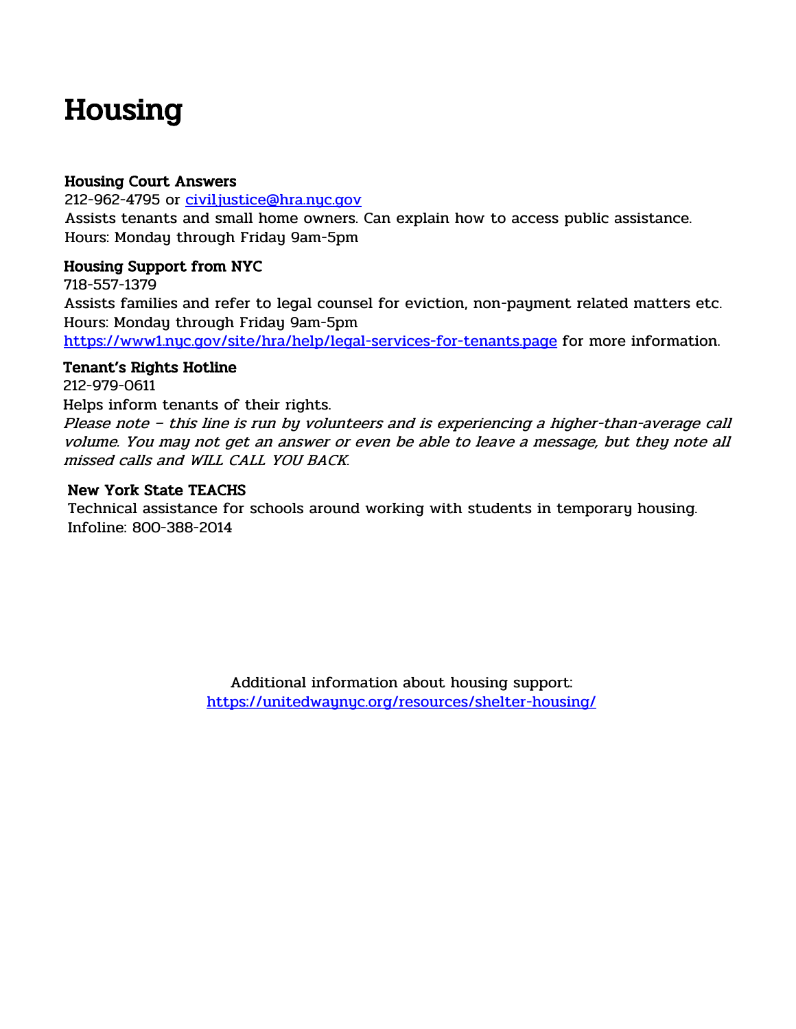# Housing

**Housing Court Answers**
212-962-4795 or [civiljustice@hra.nyc.gov](mailto:civiljustice@hra.nyc.gov)
Assists tenants and small home owners. Can explain how to access public assistance.
Hours: Monday through Friday 9am-5pm

**Housing Support from NYC**
718-557-1379
Assists families and refer to legal counsel for eviction, non-payment related matters etc.
Hours: Monday through Friday 9am-5pm
[https://www1.nyc.gov/site/hra/help/legal-services-for-tenants.page](https://www1.nyc.gov/site/hra/help/legal-services-for-tenants.page) for more information.

**Tenant's Rights Hotline**
212-979-0611
Helps inform tenants of their rights.
*Please note – this line is run by volunteers and is experiencing a higher-than-average call volume. You may not get an answer or even be able to leave a message, but they note all missed calls and WILL CALL YOU BACK.*

**New York State TEACHS**
Technical assistance for schools around working with students in temporary housing.
Infoline: 800-388-2014

Additional information about housing support:
[https://unitedwaynyc.org/resources/shelter-housing/](https://unitedwaynyc.org/resources/shelter-housing/)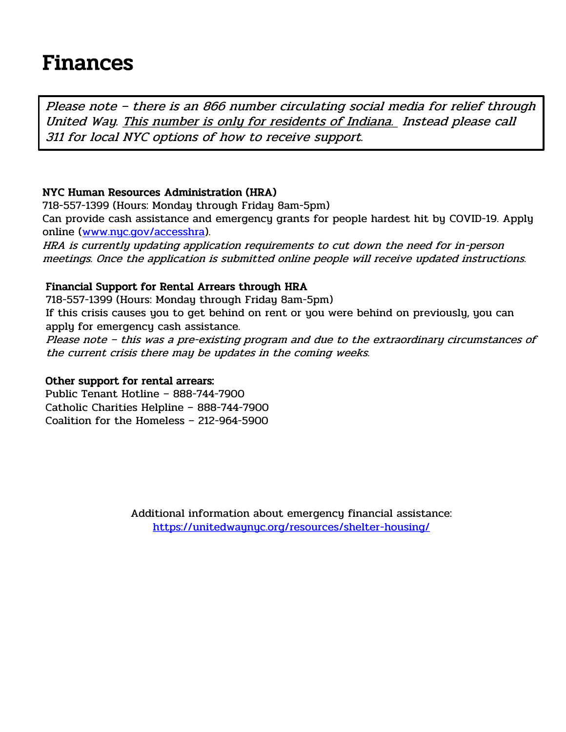# Finances

> *Please note – there is an 866 number circulating social media for relief through United Way. <u>This number is only for residents of Indiana.</u> Instead please call 311 for local NYC options of how to receive support.*

**NYC Human Resources Administration (HRA)**
718-557-1399 (Hours: Monday through Friday 8am-5pm)
Can provide cash assistance and emergency grants for people hardest hit by COVID-19. Apply online ([www.nyc.gov/accesshra](www.nyc.gov/accesshra)).
*HRA is currently updating application requirements to cut down the need for in-person meetings. Once the application is submitted online people will receive updated instructions.*

**Financial Support for Rental Arrears through HRA**
718-557-1399 (Hours: Monday through Friday 8am-5pm)
If this crisis causes you to get behind on rent or you were behind on previously, you can apply for emergency cash assistance.
*Please note – this was a pre-existing program and due to the extraordinary circumstances of the current crisis there may be updates in the coming weeks.*

**Other support for rental arrears:**
Public Tenant Hotline – 888-744-7900
Catholic Charities Helpline – 888-744-7900
Coalition for the Homeless – 212-964-5900

Additional information about emergency financial assistance:
[https://unitedwaynyc.org/resources/shelter-housing/](https://unitedwaynyc.org/resources/shelter-housing/)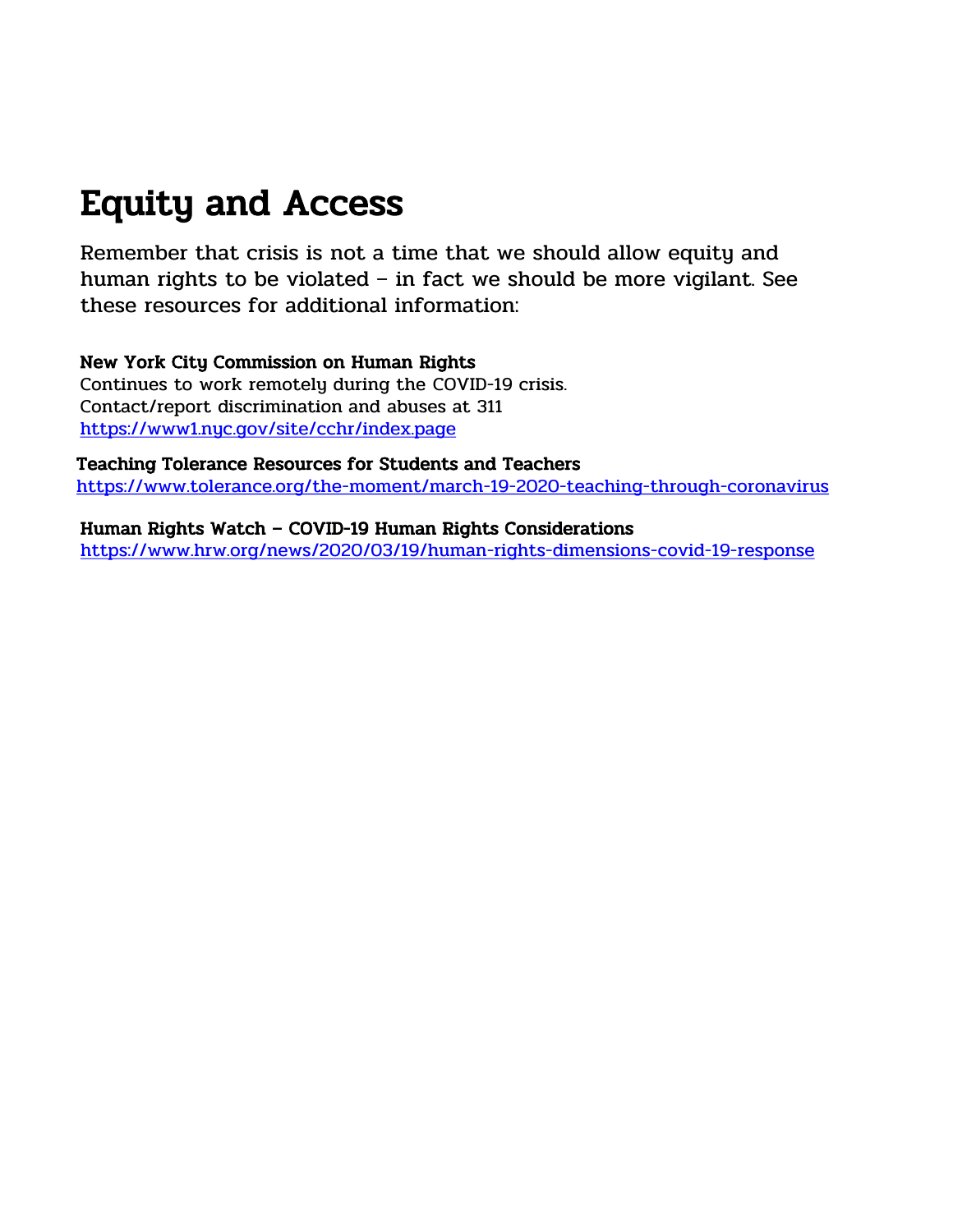# Equity and Access

Remember that crisis is not a time that we should allow equity and human rights to be violated – in fact we should be more vigilant. See these resources for additional information:

**New York City Commission on Human Rights**
Continues to work remotely during the COVID-19 crisis.
Contact/report discrimination and abuses at 311
https://www1.nyc.gov/site/cchr/index.page

**Teaching Tolerance Resources for Students and Teachers**
https://www.tolerance.org/the-moment/march-19-2020-teaching-through-coronavirus

**Human Rights Watch – COVID-19 Human Rights Considerations**
https://www.hrw.org/news/2020/03/19/human-rights-dimensions-covid-19-response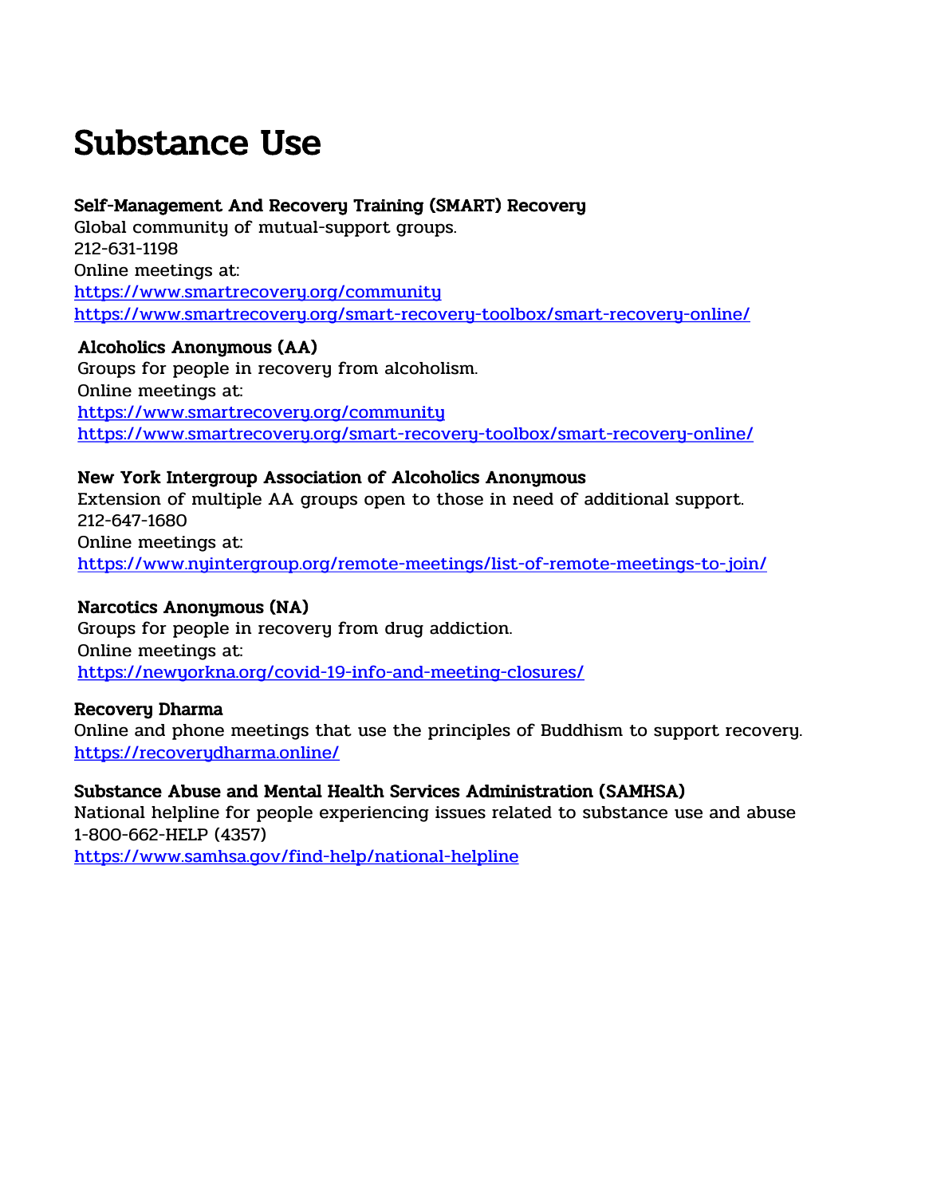# Substance Use

**Self-Management And Recovery Training (SMART) Recovery**
Global community of mutual-support groups.
212-631-1198
Online meetings at:
https://www.smartrecovery.org/community
https://www.smartrecovery.org/smart-recovery-toolbox/smart-recovery-online/

**Alcoholics Anonymous (AA)**
Groups for people in recovery from alcoholism.
Online meetings at:
https://www.smartrecovery.org/community
https://www.smartrecovery.org/smart-recovery-toolbox/smart-recovery-online/

**New York Intergroup Association of Alcoholics Anonymous**
Extension of multiple AA groups open to those in need of additional support.
212-647-1680
Online meetings at:
https://www.nyintergroup.org/remote-meetings/list-of-remote-meetings-to-join/

**Narcotics Anonymous (NA)**
Groups for people in recovery from drug addiction.
Online meetings at:
https://newyorkna.org/covid-19-info-and-meeting-closures/

**Recovery Dharma**
Online and phone meetings that use the principles of Buddhism to support recovery.
https://recoverydharma.online/

**Substance Abuse and Mental Health Services Administration (SAMHSA)**
National helpline for people experiencing issues related to substance use and abuse
1-800-662-HELP (4357)
https://www.samhsa.gov/find-help/national-helpline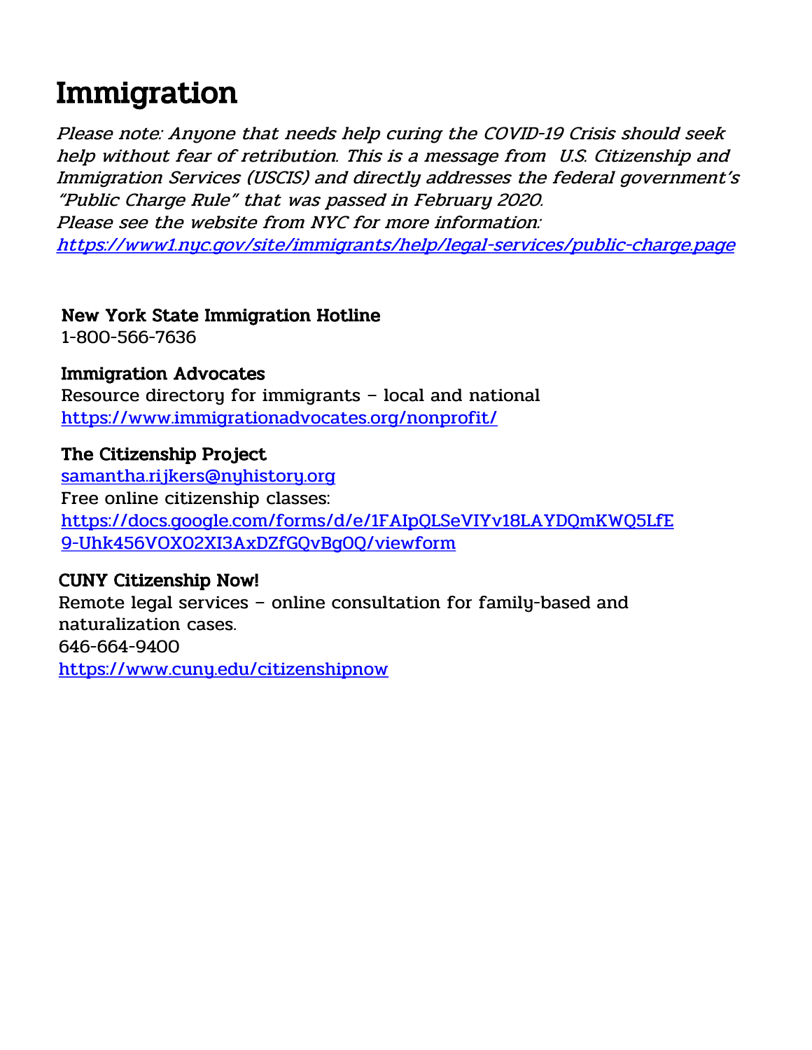# Immigration

*Please note: Anyone that needs help curing the COVID-19 Crisis should seek help without fear of retribution. This is a message from U.S. Citizenship and Immigration Services (USCIS) and directly addresses the federal government's "Public Charge Rule" that was passed in February 2020.*
*Please see the website from NYC for more information:*
*https://www1.nyc.gov/site/immigrants/help/legal-services/public-charge.page*

**New York State Immigration Hotline**
1-800-566-7636

**Immigration Advocates**
Resource directory for immigrants – local and national
https://www.immigrationadvocates.org/nonprofit/

**The Citizenship Project**
samantha.rijkers@nyhistory.org
Free online citizenship classes:
https://docs.google.com/forms/d/e/1FAIpQLSeVIYv18LAYDQmKWQ5LfE9-Uhk456VOXO2XI3AxDZfGQvBgOQ/viewform

**CUNY Citizenship Now!**
Remote legal services – online consultation for family-based and naturalization cases.
646-664-9400
https://www.cuny.edu/citizenshipnow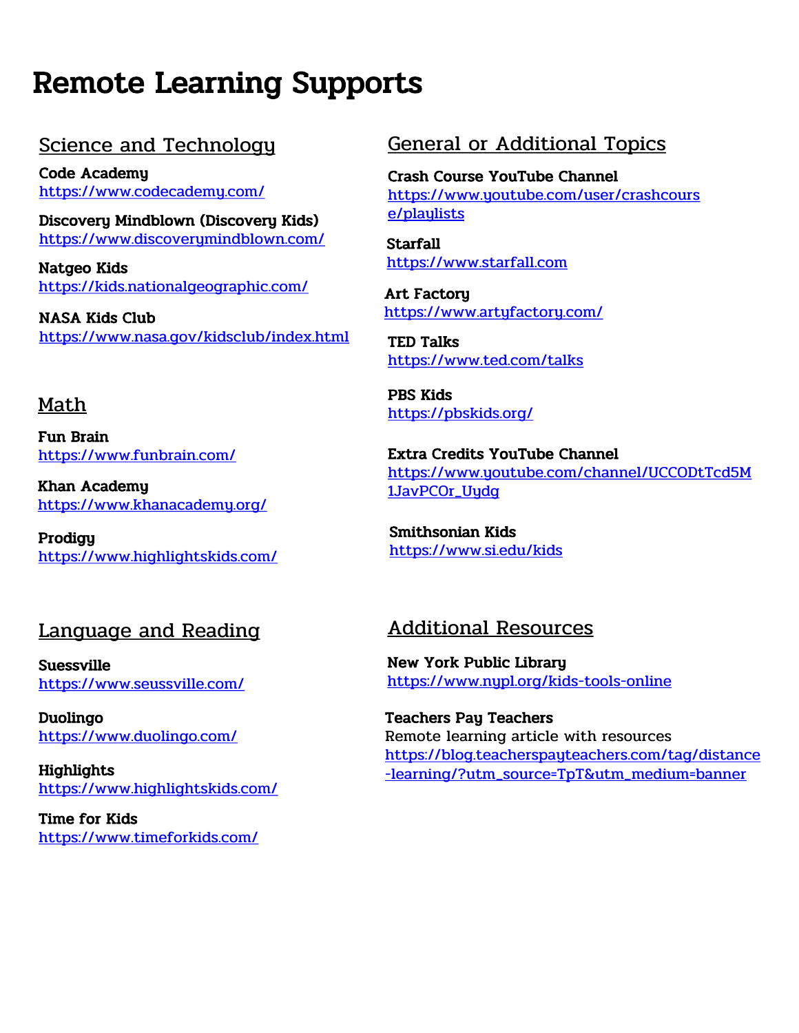# Remote Learning Supports

## Science and Technology

**Code Academy**
https://www.codecademy.com/

**Discovery Mindblown (Discovery Kids)**
https://www.discoverymindblown.com/

**Natgeo Kids**
https://kids.nationalgeographic.com/

**NASA Kids Club**
https://www.nasa.gov/kidsclub/index.html

## Math

**Fun Brain**
https://www.funbrain.com/

**Khan Academy**
https://www.khanacademy.org/

**Prodigy**
https://www.highlightskids.com/

## Language and Reading

**Suessville**
https://www.seussville.com/

**Duolingo**
https://www.duolingo.com/

**Highlights**
https://www.highlightskids.com/

**Time for Kids**
https://www.timeforkids.com/

## General or Additional Topics

**Crash Course YouTube Channel**
https://www.youtube.com/user/crashcourse/playlists

**Starfall**
https://www.starfall.com

**Art Factory**
https://www.artyfactory.com/

**TED Talks**
https://www.ted.com/talks

**PBS Kids**
https://pbskids.org/

**Extra Credits YouTube Channel**
https://www.youtube.com/channel/UCCODtTcd5M1JavPCOr_Uydg

**Smithsonian Kids**
https://www.si.edu/kids

## Additional Resources

**New York Public Library**
https://www.nypl.org/kids-tools-online

**Teachers Pay Teachers**
Remote learning article with resources
https://blog.teacherspayteachers.com/tag/distance-learning/?utm_source=TpT&utm_medium=banner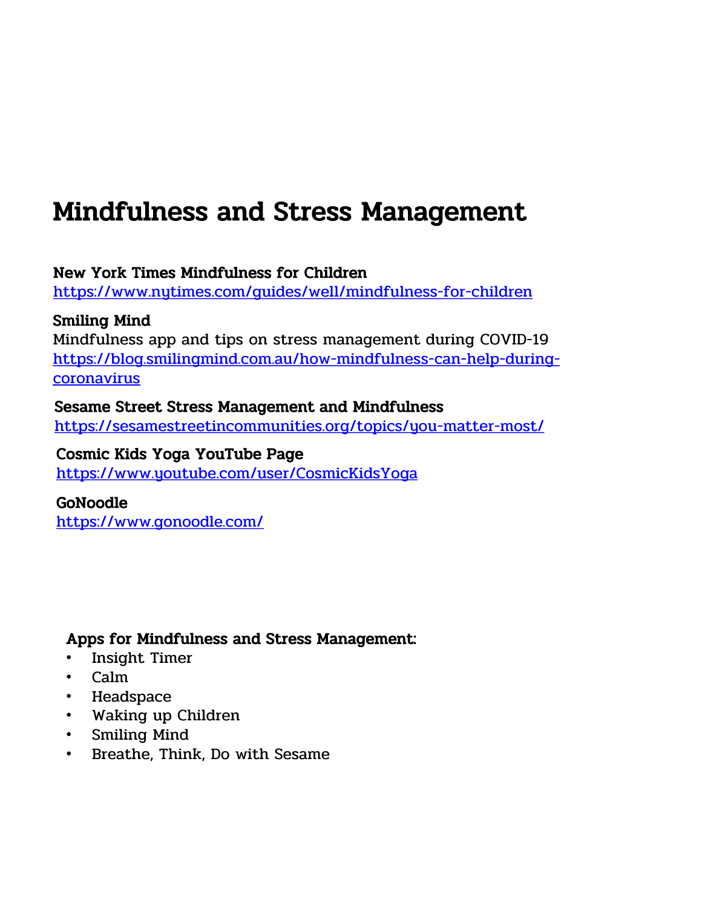# Mindfulness and Stress Management

**New York Times Mindfulness for Children**
https://www.nytimes.com/guides/well/mindfulness-for-children

**Smiling Mind**
Mindfulness app and tips on stress management during COVID-19
https://blog.smilingmind.com.au/how-mindfulness-can-help-during-coronavirus

**Sesame Street Stress Management and Mindfulness**
https://sesamestreetincommunities.org/topics/you-matter-most/

**Cosmic Kids Yoga YouTube Page**
https://www.youtube.com/user/CosmicKidsYoga

**GoNoodle**
https://www.gonoodle.com/

**Apps for Mindfulness and Stress Management:**

- Insight Timer
- Calm
- Headspace
- Waking up Children
- Smiling Mind
- Breathe, Think, Do with Sesame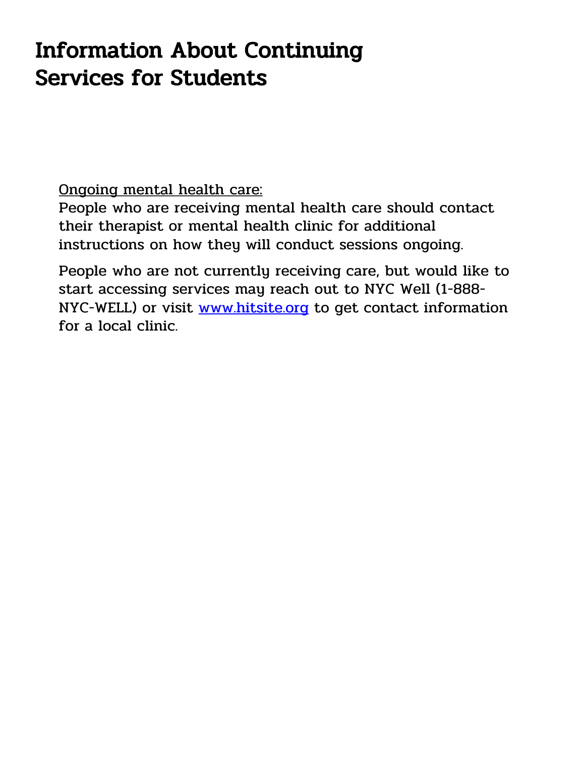# Information About Continuing Services for Students

Ongoing mental health care:

People who are receiving mental health care should contact their therapist or mental health clinic for additional instructions on how they will conduct sessions ongoing.

People who are not currently receiving care, but would like to start accessing services may reach out to NYC Well (1-888-NYC-WELL) or visit [www.hitsite.org](http://www.hitsite.org) to get contact information for a local clinic.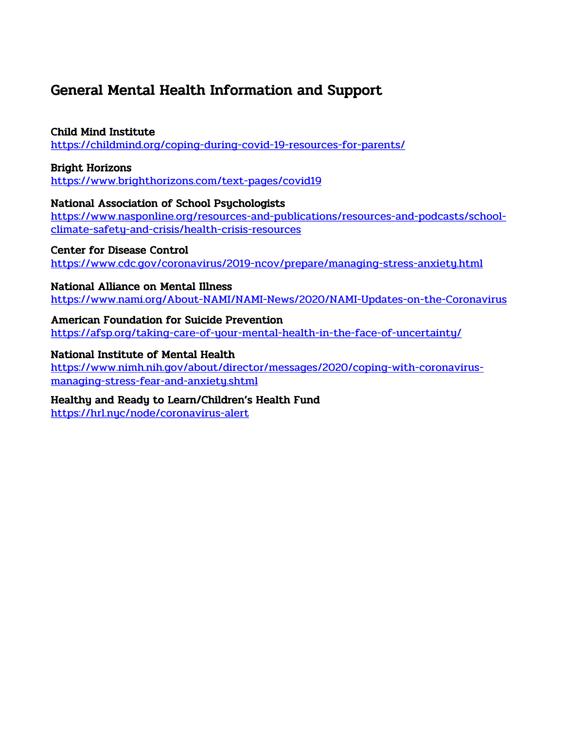# General Mental Health Information and Support

**Child Mind Institute**
https://childmind.org/coping-during-covid-19-resources-for-parents/

**Bright Horizons**
https://www.brighthorizons.com/text-pages/covid19

**National Association of School Psychologists**
https://www.nasponline.org/resources-and-publications/resources-and-podcasts/school-climate-safety-and-crisis/health-crisis-resources

**Center for Disease Control**
https://www.cdc.gov/coronavirus/2019-ncov/prepare/managing-stress-anxiety.html

**National Alliance on Mental Illness**
https://www.nami.org/About-NAMI/NAMI-News/2020/NAMI-Updates-on-the-Coronavirus

**American Foundation for Suicide Prevention**
https://afsp.org/taking-care-of-your-mental-health-in-the-face-of-uncertainty/

**National Institute of Mental Health**
https://www.nimh.nih.gov/about/director/messages/2020/coping-with-coronavirus-managing-stress-fear-and-anxiety.shtml

**Healthy and Ready to Learn/Children's Health Fund**
https://hrl.nyc/node/coronavirus-alert